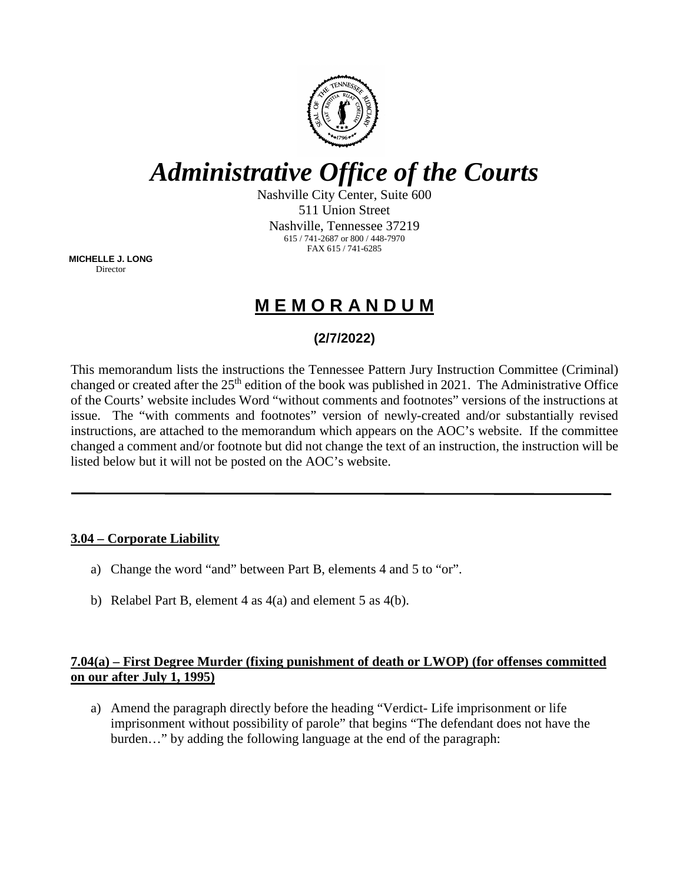# *Administrative Office of the Courts*

Nashville City Center, Suite 600
511 Union Street
Nashville, Tennessee 37219
615 / 741-2687 or 800 / 448-7970
FAX 615 / 741-6285

**MICHELLE J. LONG**
Director

## M E M O R A N D U M

**(2/7/2022)**

This memorandum lists the instructions the Tennessee Pattern Jury Instruction Committee (Criminal) changed or created after the 25th edition of the book was published in 2021. The Administrative Office of the Courts' website includes Word "without comments and footnotes" versions of the instructions at issue. The "with comments and footnotes" version of newly-created and/or substantially revised instructions, are attached to the memorandum which appears on the AOC's website. If the committee changed a comment and/or footnote but did not change the text of an instruction, the instruction will be listed below but it will not be posted on the AOC's website.

---

**3.04 – Corporate Liability**

a) Change the word "and" between Part B, elements 4 and 5 to "or".

b) Relabel Part B, element 4 as 4(a) and element 5 as 4(b).

**7.04(a) – First Degree Murder (fixing punishment of death or LWOP) (for offenses committed on our after July 1, 1995)**

a) Amend the paragraph directly before the heading "Verdict- Life imprisonment or life imprisonment without possibility of parole" that begins "The defendant does not have the burden…" by adding the following language at the end of the paragraph: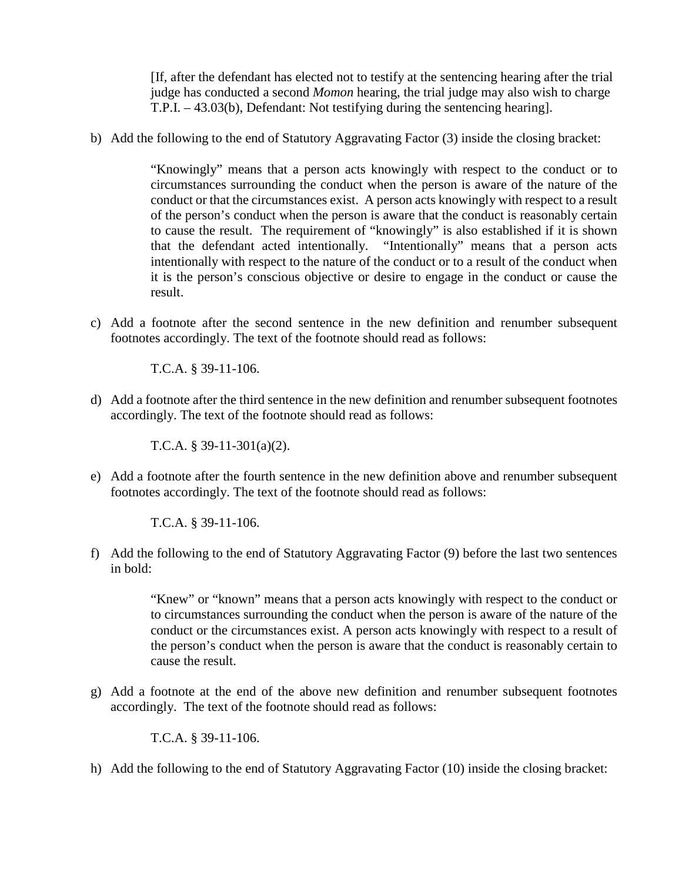> [If, after the defendant has elected not to testify at the sentencing hearing after the trial judge has conducted a second *Momon* hearing, the trial judge may also wish to charge T.P.I. – 43.03(b), Defendant: Not testifying during the sentencing hearing].

b) Add the following to the end of Statutory Aggravating Factor (3) inside the closing bracket:

> "Knowingly" means that a person acts knowingly with respect to the conduct or to circumstances surrounding the conduct when the person is aware of the nature of the conduct or that the circumstances exist. A person acts knowingly with respect to a result of the person's conduct when the person is aware that the conduct is reasonably certain to cause the result. The requirement of "knowingly" is also established if it is shown that the defendant acted intentionally. "Intentionally" means that a person acts intentionally with respect to the nature of the conduct or to a result of the conduct when it is the person's conscious objective or desire to engage in the conduct or cause the result.

c) Add a footnote after the second sentence in the new definition and renumber subsequent footnotes accordingly. The text of the footnote should read as follows:

> T.C.A. § 39-11-106.

d) Add a footnote after the third sentence in the new definition and renumber subsequent footnotes accordingly. The text of the footnote should read as follows:

> T.C.A. § 39-11-301(a)(2).

e) Add a footnote after the fourth sentence in the new definition above and renumber subsequent footnotes accordingly. The text of the footnote should read as follows:

> T.C.A. § 39-11-106.

f) Add the following to the end of Statutory Aggravating Factor (9) before the last two sentences in bold:

> "Knew" or "known" means that a person acts knowingly with respect to the conduct or to circumstances surrounding the conduct when the person is aware of the nature of the conduct or the circumstances exist. A person acts knowingly with respect to a result of the person's conduct when the person is aware that the conduct is reasonably certain to cause the result.

g) Add a footnote at the end of the above new definition and renumber subsequent footnotes accordingly. The text of the footnote should read as follows:

> T.C.A. § 39-11-106.

h) Add the following to the end of Statutory Aggravating Factor (10) inside the closing bracket: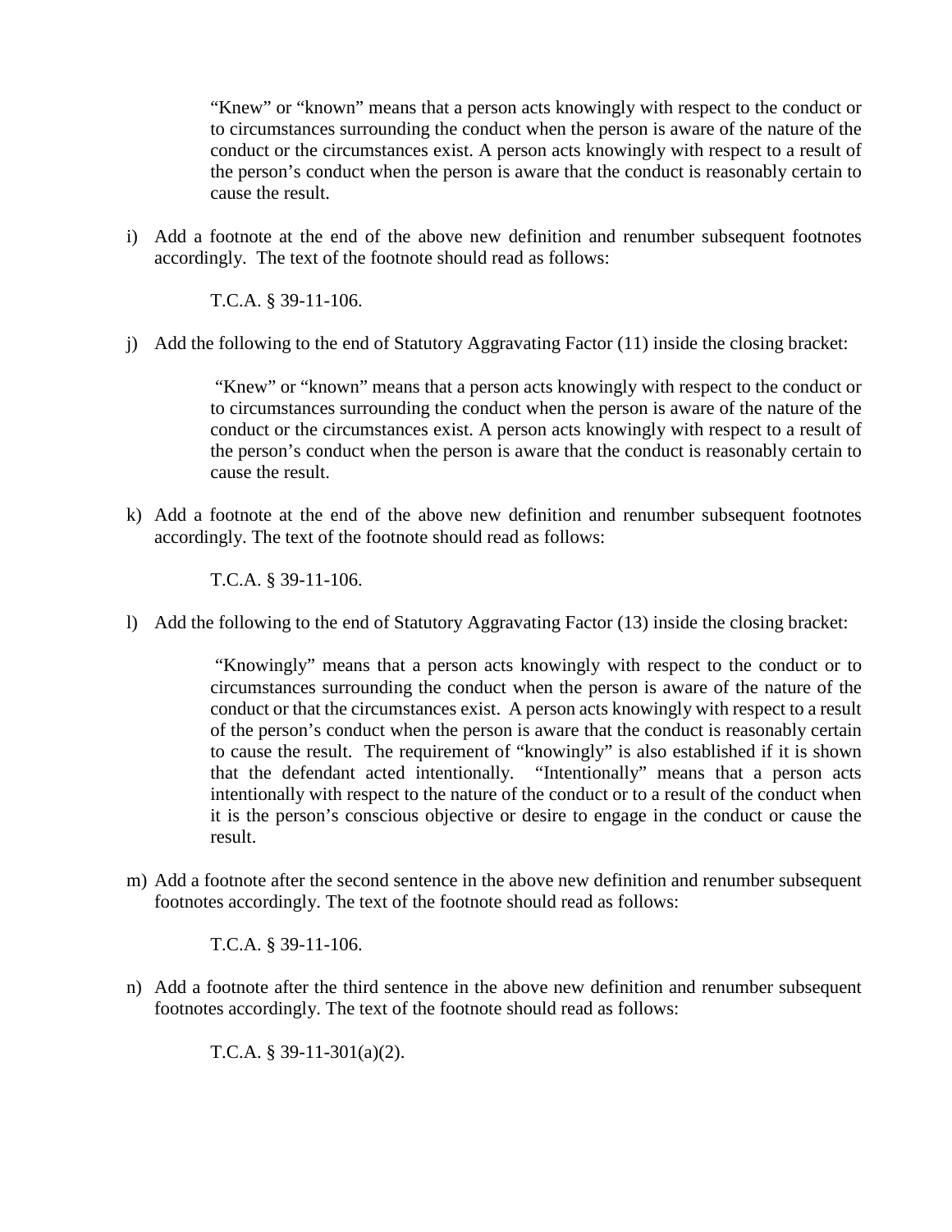> "Knew" or "known" means that a person acts knowingly with respect to the conduct or to circumstances surrounding the conduct when the person is aware of the nature of the conduct or the circumstances exist. A person acts knowingly with respect to a result of the person's conduct when the person is aware that the conduct is reasonably certain to cause the result.

i) Add a footnote at the end of the above new definition and renumber subsequent footnotes accordingly. The text of the footnote should read as follows:

> T.C.A. § 39-11-106.

j) Add the following to the end of Statutory Aggravating Factor (11) inside the closing bracket:

> "Knew" or "known" means that a person acts knowingly with respect to the conduct or to circumstances surrounding the conduct when the person is aware of the nature of the conduct or the circumstances exist. A person acts knowingly with respect to a result of the person's conduct when the person is aware that the conduct is reasonably certain to cause the result.

k) Add a footnote at the end of the above new definition and renumber subsequent footnotes accordingly. The text of the footnote should read as follows:

> T.C.A. § 39-11-106.

l) Add the following to the end of Statutory Aggravating Factor (13) inside the closing bracket:

> "Knowingly" means that a person acts knowingly with respect to the conduct or to circumstances surrounding the conduct when the person is aware of the nature of the conduct or that the circumstances exist. A person acts knowingly with respect to a result of the person's conduct when the person is aware that the conduct is reasonably certain to cause the result. The requirement of "knowingly" is also established if it is shown that the defendant acted intentionally. "Intentionally" means that a person acts intentionally with respect to the nature of the conduct or to a result of the conduct when it is the person's conscious objective or desire to engage in the conduct or cause the result.

m) Add a footnote after the second sentence in the above new definition and renumber subsequent footnotes accordingly. The text of the footnote should read as follows:

> T.C.A. § 39-11-106.

n) Add a footnote after the third sentence in the above new definition and renumber subsequent footnotes accordingly. The text of the footnote should read as follows:

> T.C.A. § 39-11-301(a)(2).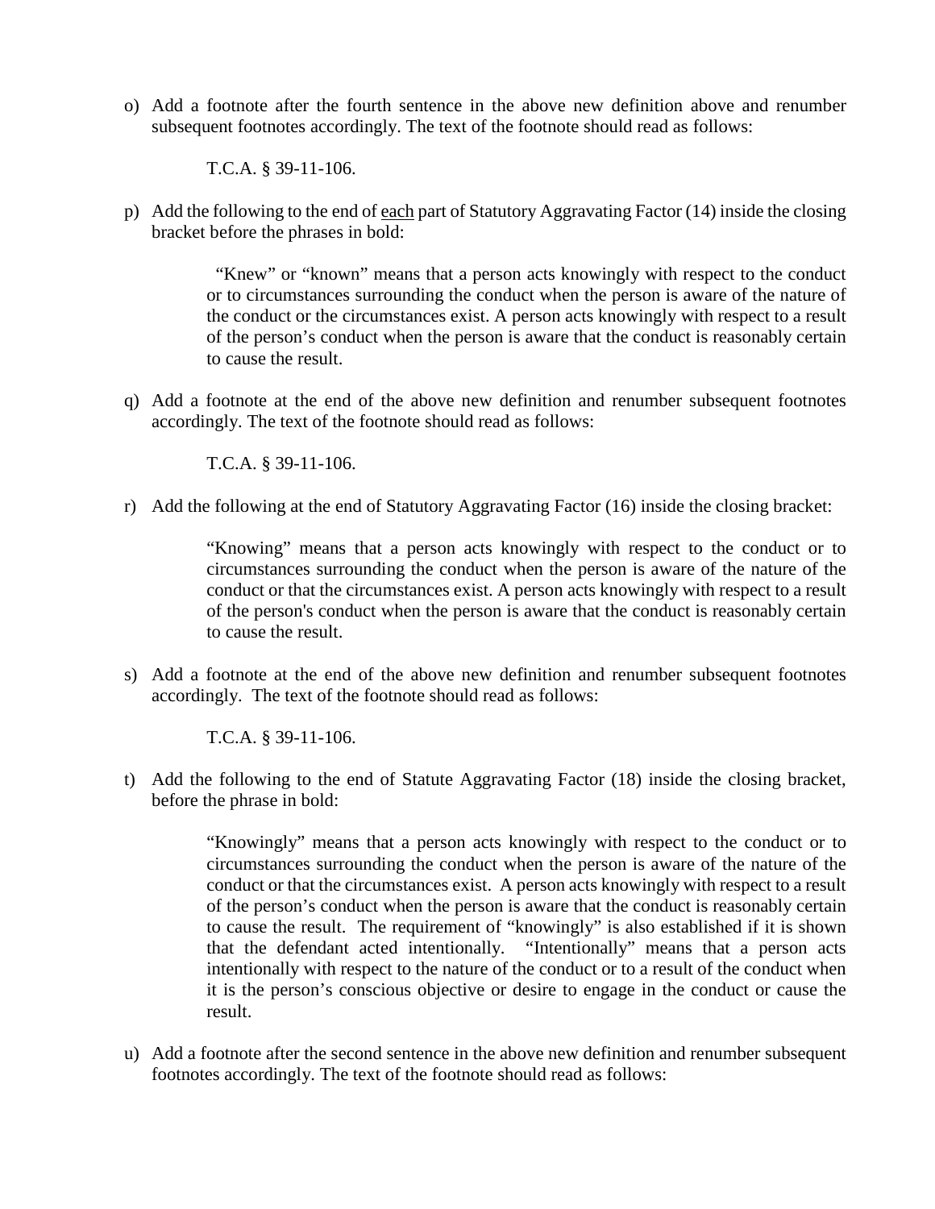o) Add a footnote after the fourth sentence in the above new definition above and renumber subsequent footnotes accordingly. The text of the footnote should read as follows:

> T.C.A. § 39-11-106.

p) Add the following to the end of <u>each</u> part of Statutory Aggravating Factor (14) inside the closing bracket before the phrases in bold:

> "Knew" or "known" means that a person acts knowingly with respect to the conduct or to circumstances surrounding the conduct when the person is aware of the nature of the conduct or the circumstances exist. A person acts knowingly with respect to a result of the person's conduct when the person is aware that the conduct is reasonably certain to cause the result.

q) Add a footnote at the end of the above new definition and renumber subsequent footnotes accordingly. The text of the footnote should read as follows:

> T.C.A. § 39-11-106.

r) Add the following at the end of Statutory Aggravating Factor (16) inside the closing bracket:

> "Knowing" means that a person acts knowingly with respect to the conduct or to circumstances surrounding the conduct when the person is aware of the nature of the conduct or that the circumstances exist. A person acts knowingly with respect to a result of the person's conduct when the person is aware that the conduct is reasonably certain to cause the result.

s) Add a footnote at the end of the above new definition and renumber subsequent footnotes accordingly. The text of the footnote should read as follows:

> T.C.A. § 39-11-106.

t) Add the following to the end of Statute Aggravating Factor (18) inside the closing bracket, before the phrase in bold:

> "Knowingly" means that a person acts knowingly with respect to the conduct or to circumstances surrounding the conduct when the person is aware of the nature of the conduct or that the circumstances exist. A person acts knowingly with respect to a result of the person's conduct when the person is aware that the conduct is reasonably certain to cause the result. The requirement of "knowingly" is also established if it is shown that the defendant acted intentionally. "Intentionally" means that a person acts intentionally with respect to the nature of the conduct or to a result of the conduct when it is the person's conscious objective or desire to engage in the conduct or cause the result.

u) Add a footnote after the second sentence in the above new definition and renumber subsequent footnotes accordingly. The text of the footnote should read as follows: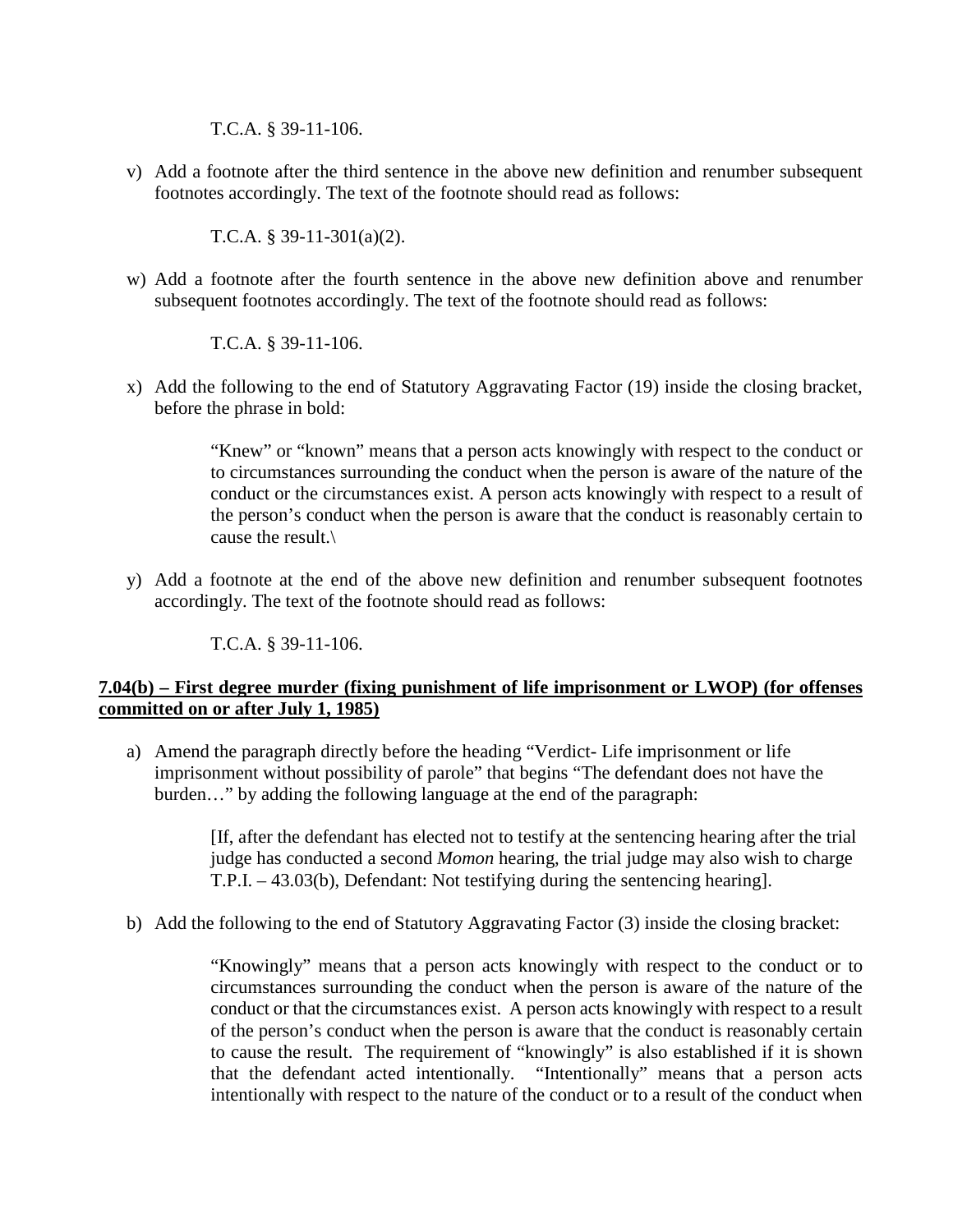T.C.A. § 39-11-106.

v) Add a footnote after the third sentence in the above new definition and renumber subsequent footnotes accordingly. The text of the footnote should read as follows:

> T.C.A. § 39-11-301(a)(2).

w) Add a footnote after the fourth sentence in the above new definition above and renumber subsequent footnotes accordingly. The text of the footnote should read as follows:

> T.C.A. § 39-11-106.

x) Add the following to the end of Statutory Aggravating Factor (19) inside the closing bracket, before the phrase in bold:

> "Knew" or "known" means that a person acts knowingly with respect to the conduct or to circumstances surrounding the conduct when the person is aware of the nature of the conduct or the circumstances exist. A person acts knowingly with respect to a result of the person's conduct when the person is aware that the conduct is reasonably certain to cause the result.\

y) Add a footnote at the end of the above new definition and renumber subsequent footnotes accordingly. The text of the footnote should read as follows:

> T.C.A. § 39-11-106.

**7.04(b) – First degree murder (fixing punishment of life imprisonment or LWOP) (for offenses committed on or after July 1, 1985)**

a) Amend the paragraph directly before the heading "Verdict- Life imprisonment or life imprisonment without possibility of parole" that begins "The defendant does not have the burden…" by adding the following language at the end of the paragraph:

> [If, after the defendant has elected not to testify at the sentencing hearing after the trial judge has conducted a second *Momon* hearing, the trial judge may also wish to charge T.P.I. – 43.03(b), Defendant: Not testifying during the sentencing hearing].

b) Add the following to the end of Statutory Aggravating Factor (3) inside the closing bracket:

> "Knowingly" means that a person acts knowingly with respect to the conduct or to circumstances surrounding the conduct when the person is aware of the nature of the conduct or that the circumstances exist. A person acts knowingly with respect to a result of the person's conduct when the person is aware that the conduct is reasonably certain to cause the result. The requirement of "knowingly" is also established if it is shown that the defendant acted intentionally. "Intentionally" means that a person acts intentionally with respect to the nature of the conduct or to a result of the conduct when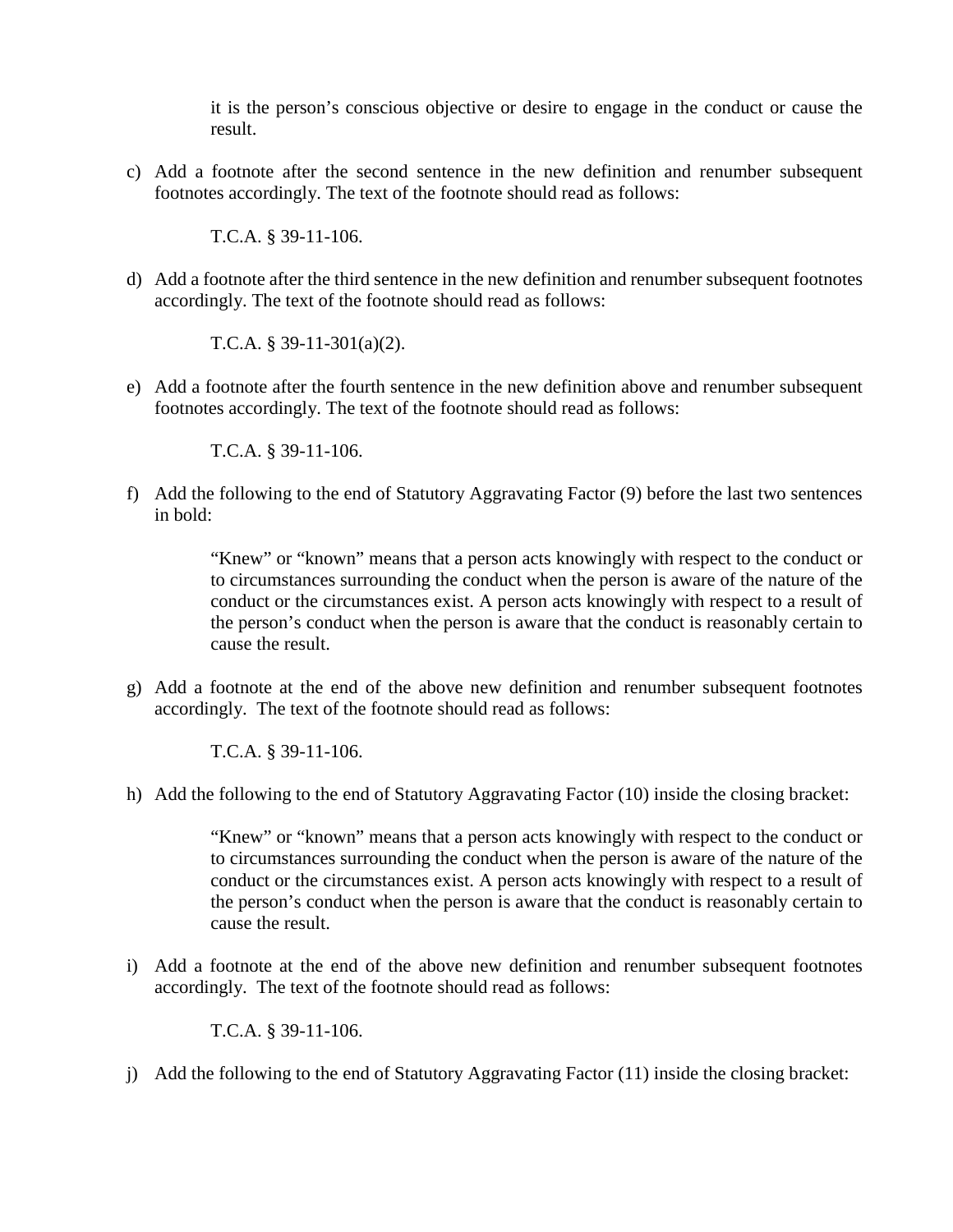> it is the person's conscious objective or desire to engage in the conduct or cause the result.

c) Add a footnote after the second sentence in the new definition and renumber subsequent footnotes accordingly. The text of the footnote should read as follows:

> T.C.A. § 39-11-106.

d) Add a footnote after the third sentence in the new definition and renumber subsequent footnotes accordingly. The text of the footnote should read as follows:

> T.C.A. § 39-11-301(a)(2).

e) Add a footnote after the fourth sentence in the new definition above and renumber subsequent footnotes accordingly. The text of the footnote should read as follows:

> T.C.A. § 39-11-106.

f) Add the following to the end of Statutory Aggravating Factor (9) before the last two sentences in bold:

> "Knew" or "known" means that a person acts knowingly with respect to the conduct or to circumstances surrounding the conduct when the person is aware of the nature of the conduct or the circumstances exist. A person acts knowingly with respect to a result of the person's conduct when the person is aware that the conduct is reasonably certain to cause the result.

g) Add a footnote at the end of the above new definition and renumber subsequent footnotes accordingly. The text of the footnote should read as follows:

> T.C.A. § 39-11-106.

h) Add the following to the end of Statutory Aggravating Factor (10) inside the closing bracket:

> "Knew" or "known" means that a person acts knowingly with respect to the conduct or to circumstances surrounding the conduct when the person is aware of the nature of the conduct or the circumstances exist. A person acts knowingly with respect to a result of the person's conduct when the person is aware that the conduct is reasonably certain to cause the result.

i) Add a footnote at the end of the above new definition and renumber subsequent footnotes accordingly. The text of the footnote should read as follows:

> T.C.A. § 39-11-106.

j) Add the following to the end of Statutory Aggravating Factor (11) inside the closing bracket: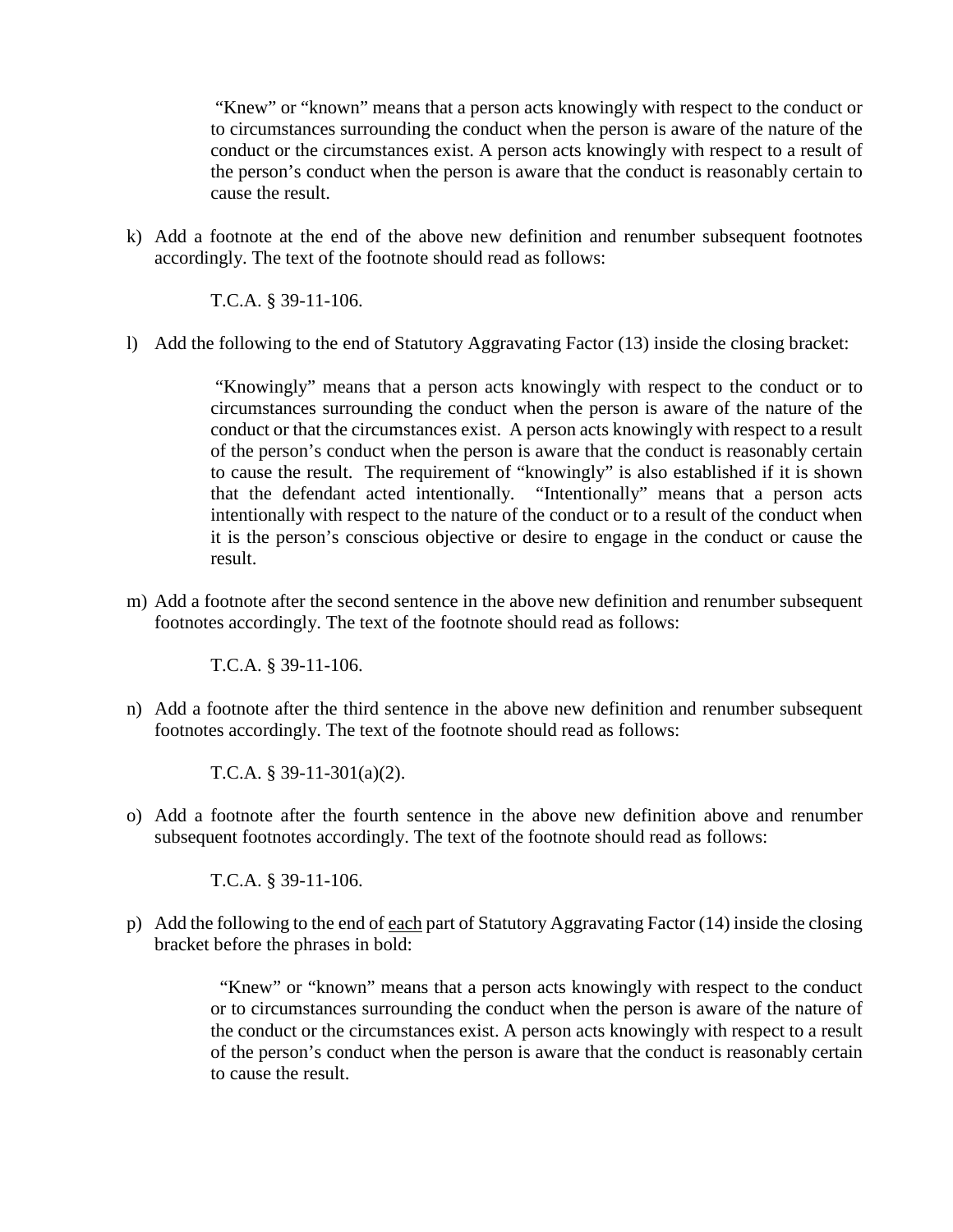> "Knew" or "known" means that a person acts knowingly with respect to the conduct or to circumstances surrounding the conduct when the person is aware of the nature of the conduct or the circumstances exist. A person acts knowingly with respect to a result of the person's conduct when the person is aware that the conduct is reasonably certain to cause the result.

k) Add a footnote at the end of the above new definition and renumber subsequent footnotes accordingly. The text of the footnote should read as follows:

> T.C.A. § 39-11-106.

l) Add the following to the end of Statutory Aggravating Factor (13) inside the closing bracket:

> "Knowingly" means that a person acts knowingly with respect to the conduct or to circumstances surrounding the conduct when the person is aware of the nature of the conduct or that the circumstances exist. A person acts knowingly with respect to a result of the person's conduct when the person is aware that the conduct is reasonably certain to cause the result. The requirement of "knowingly" is also established if it is shown that the defendant acted intentionally. "Intentionally" means that a person acts intentionally with respect to the nature of the conduct or to a result of the conduct when it is the person's conscious objective or desire to engage in the conduct or cause the result.

m) Add a footnote after the second sentence in the above new definition and renumber subsequent footnotes accordingly. The text of the footnote should read as follows:

> T.C.A. § 39-11-106.

n) Add a footnote after the third sentence in the above new definition and renumber subsequent footnotes accordingly. The text of the footnote should read as follows:

> T.C.A. § 39-11-301(a)(2).

o) Add a footnote after the fourth sentence in the above new definition above and renumber subsequent footnotes accordingly. The text of the footnote should read as follows:

> T.C.A. § 39-11-106.

p) Add the following to the end of <u>each</u> part of Statutory Aggravating Factor (14) inside the closing bracket before the phrases in bold:

> "Knew" or "known" means that a person acts knowingly with respect to the conduct or to circumstances surrounding the conduct when the person is aware of the nature of the conduct or the circumstances exist. A person acts knowingly with respect to a result of the person's conduct when the person is aware that the conduct is reasonably certain to cause the result.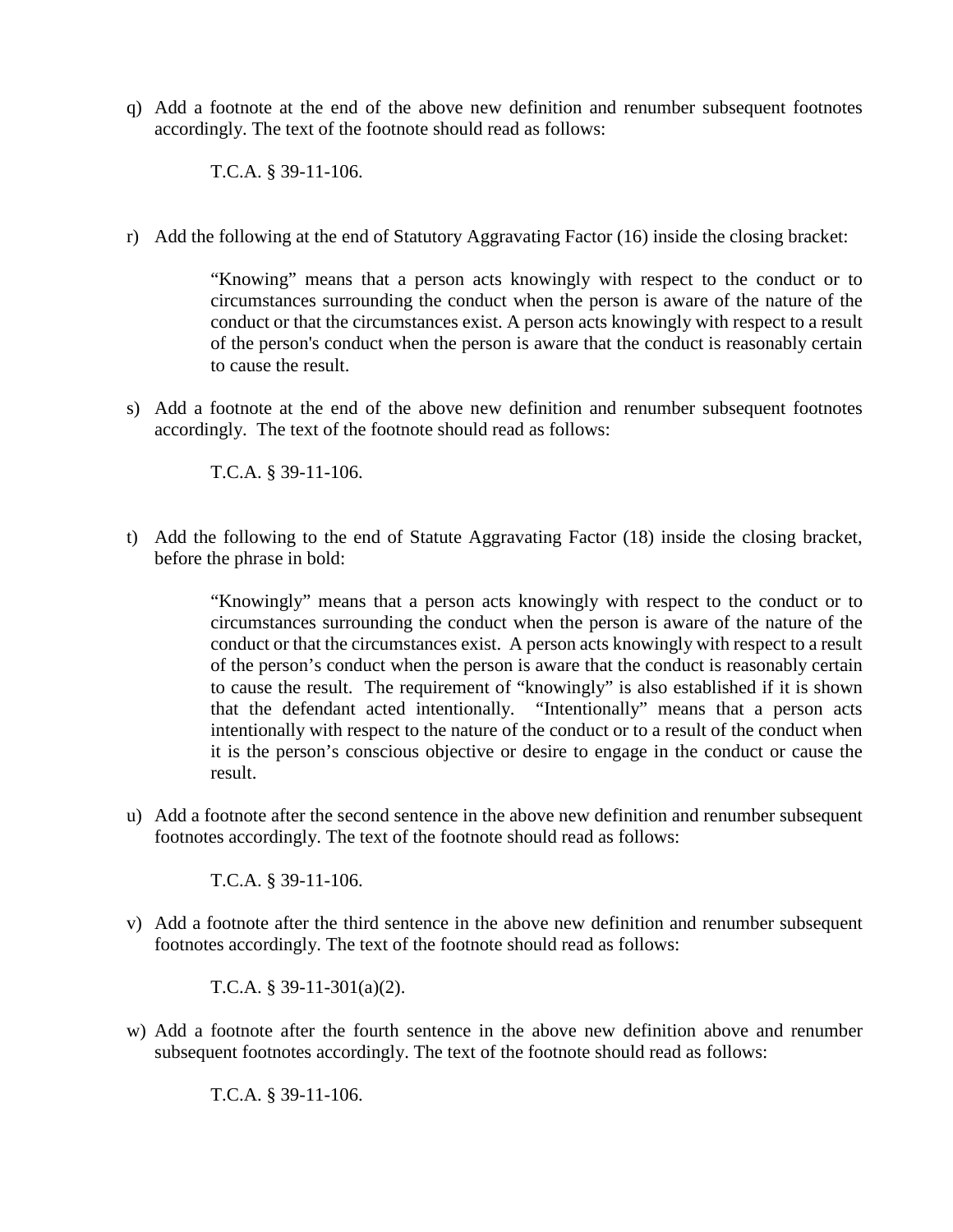q) Add a footnote at the end of the above new definition and renumber subsequent footnotes accordingly. The text of the footnote should read as follows:

> T.C.A. § 39-11-106.

r) Add the following at the end of Statutory Aggravating Factor (16) inside the closing bracket:

> "Knowing" means that a person acts knowingly with respect to the conduct or to circumstances surrounding the conduct when the person is aware of the nature of the conduct or that the circumstances exist. A person acts knowingly with respect to a result of the person's conduct when the person is aware that the conduct is reasonably certain to cause the result.

s) Add a footnote at the end of the above new definition and renumber subsequent footnotes accordingly. The text of the footnote should read as follows:

> T.C.A. § 39-11-106.

t) Add the following to the end of Statute Aggravating Factor (18) inside the closing bracket, before the phrase in bold:

> "Knowingly" means that a person acts knowingly with respect to the conduct or to circumstances surrounding the conduct when the person is aware of the nature of the conduct or that the circumstances exist. A person acts knowingly with respect to a result of the person's conduct when the person is aware that the conduct is reasonably certain to cause the result. The requirement of "knowingly" is also established if it is shown that the defendant acted intentionally. "Intentionally" means that a person acts intentionally with respect to the nature of the conduct or to a result of the conduct when it is the person's conscious objective or desire to engage in the conduct or cause the result.

u) Add a footnote after the second sentence in the above new definition and renumber subsequent footnotes accordingly. The text of the footnote should read as follows:

> T.C.A. § 39-11-106.

v) Add a footnote after the third sentence in the above new definition and renumber subsequent footnotes accordingly. The text of the footnote should read as follows:

> T.C.A. § 39-11-301(a)(2).

w) Add a footnote after the fourth sentence in the above new definition above and renumber subsequent footnotes accordingly. The text of the footnote should read as follows:

> T.C.A. § 39-11-106.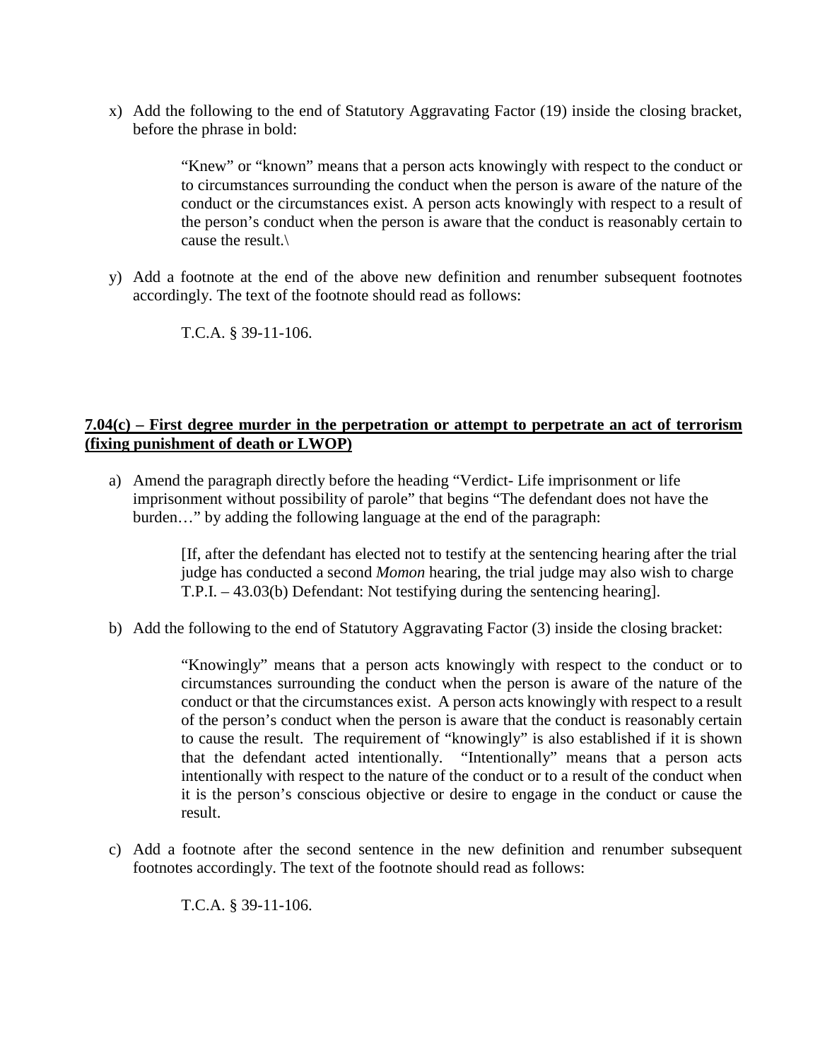x) Add the following to the end of Statutory Aggravating Factor (19) inside the closing bracket, before the phrase in bold:

> "Knew" or "known" means that a person acts knowingly with respect to the conduct or to circumstances surrounding the conduct when the person is aware of the nature of the conduct or the circumstances exist. A person acts knowingly with respect to a result of the person's conduct when the person is aware that the conduct is reasonably certain to cause the result.\

y) Add a footnote at the end of the above new definition and renumber subsequent footnotes accordingly. The text of the footnote should read as follows:

> T.C.A. § 39-11-106.

**7.04(c) – First degree murder in the perpetration or attempt to perpetrate an act of terrorism (fixing punishment of death or LWOP)**

a) Amend the paragraph directly before the heading "Verdict- Life imprisonment or life imprisonment without possibility of parole" that begins "The defendant does not have the burden…" by adding the following language at the end of the paragraph:

> [If, after the defendant has elected not to testify at the sentencing hearing after the trial judge has conducted a second *Momon* hearing, the trial judge may also wish to charge T.P.I. – 43.03(b) Defendant: Not testifying during the sentencing hearing].

b) Add the following to the end of Statutory Aggravating Factor (3) inside the closing bracket:

> "Knowingly" means that a person acts knowingly with respect to the conduct or to circumstances surrounding the conduct when the person is aware of the nature of the conduct or that the circumstances exist. A person acts knowingly with respect to a result of the person's conduct when the person is aware that the conduct is reasonably certain to cause the result. The requirement of "knowingly" is also established if it is shown that the defendant acted intentionally. "Intentionally" means that a person acts intentionally with respect to the nature of the conduct or to a result of the conduct when it is the person's conscious objective or desire to engage in the conduct or cause the result.

c) Add a footnote after the second sentence in the new definition and renumber subsequent footnotes accordingly. The text of the footnote should read as follows:

> T.C.A. § 39-11-106.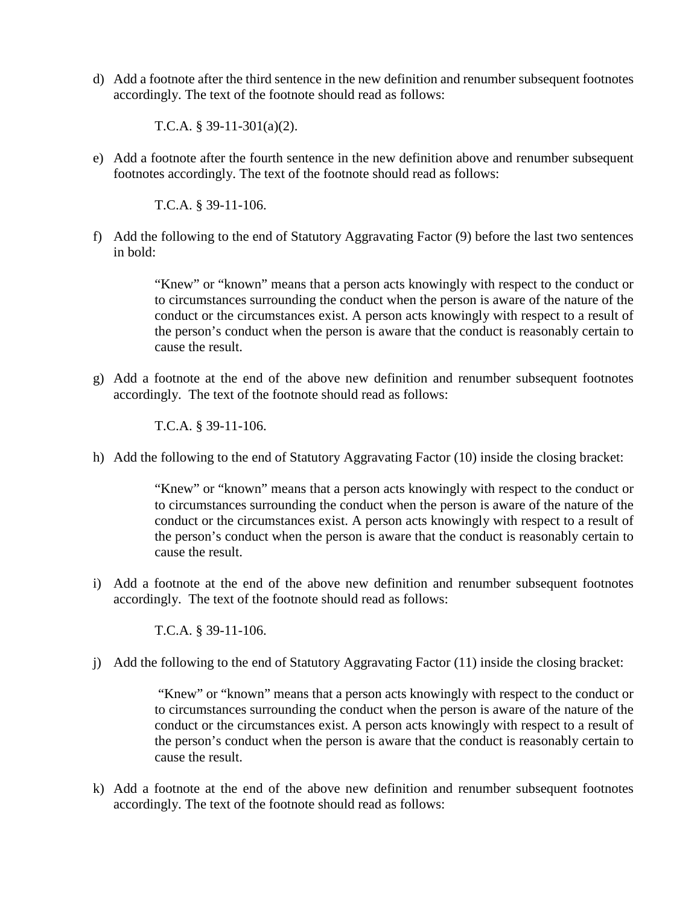d) Add a footnote after the third sentence in the new definition and renumber subsequent footnotes accordingly. The text of the footnote should read as follows:

> T.C.A. § 39-11-301(a)(2).

e) Add a footnote after the fourth sentence in the new definition above and renumber subsequent footnotes accordingly. The text of the footnote should read as follows:

> T.C.A. § 39-11-106.

f) Add the following to the end of Statutory Aggravating Factor (9) before the last two sentences in bold:

> "Knew" or "known" means that a person acts knowingly with respect to the conduct or to circumstances surrounding the conduct when the person is aware of the nature of the conduct or the circumstances exist. A person acts knowingly with respect to a result of the person's conduct when the person is aware that the conduct is reasonably certain to cause the result.

g) Add a footnote at the end of the above new definition and renumber subsequent footnotes accordingly. The text of the footnote should read as follows:

> T.C.A. § 39-11-106.

h) Add the following to the end of Statutory Aggravating Factor (10) inside the closing bracket:

> "Knew" or "known" means that a person acts knowingly with respect to the conduct or to circumstances surrounding the conduct when the person is aware of the nature of the conduct or the circumstances exist. A person acts knowingly with respect to a result of the person's conduct when the person is aware that the conduct is reasonably certain to cause the result.

i) Add a footnote at the end of the above new definition and renumber subsequent footnotes accordingly. The text of the footnote should read as follows:

> T.C.A. § 39-11-106.

j) Add the following to the end of Statutory Aggravating Factor (11) inside the closing bracket:

> "Knew" or "known" means that a person acts knowingly with respect to the conduct or to circumstances surrounding the conduct when the person is aware of the nature of the conduct or the circumstances exist. A person acts knowingly with respect to a result of the person's conduct when the person is aware that the conduct is reasonably certain to cause the result.

k) Add a footnote at the end of the above new definition and renumber subsequent footnotes accordingly. The text of the footnote should read as follows: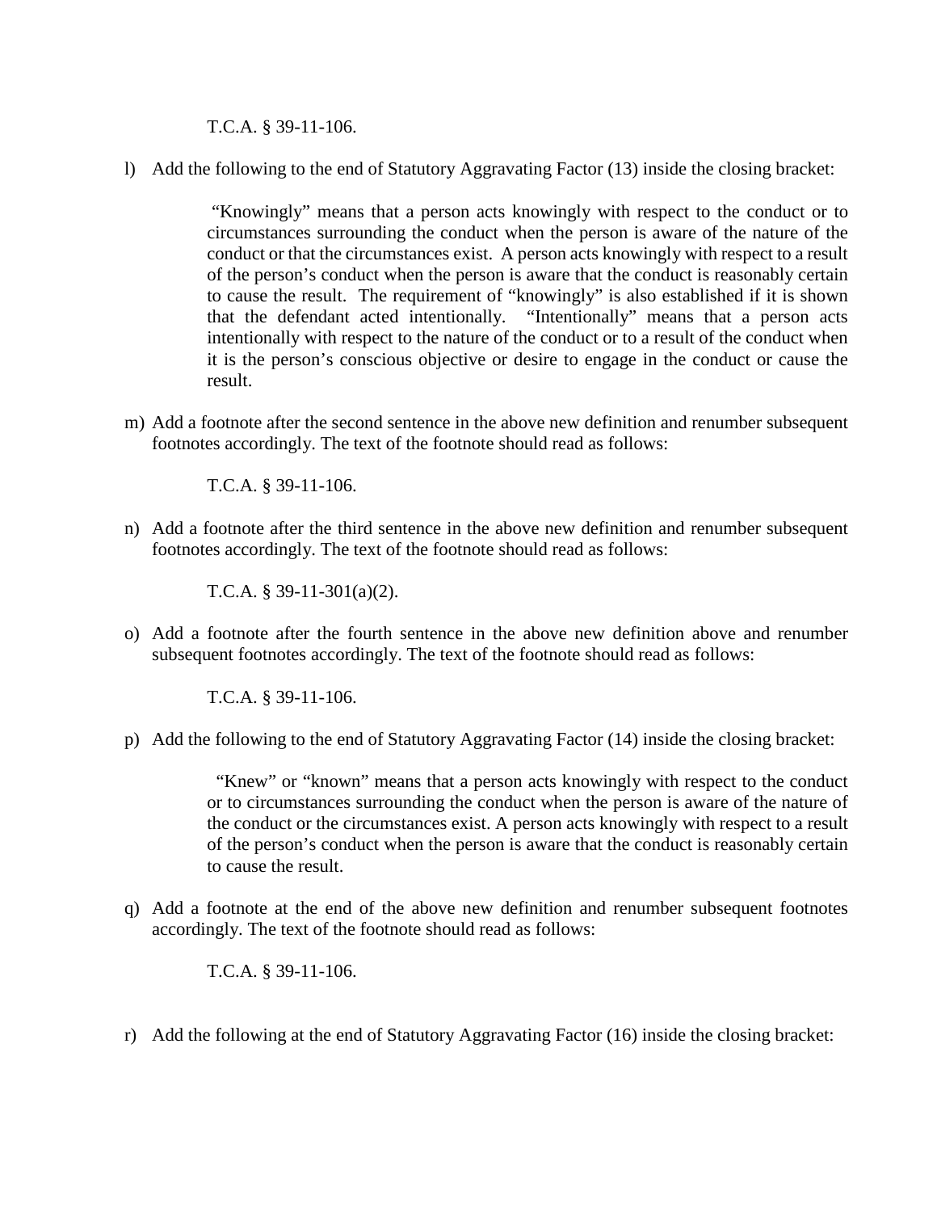T.C.A. § 39-11-106.

l) Add the following to the end of Statutory Aggravating Factor (13) inside the closing bracket:

> "Knowingly" means that a person acts knowingly with respect to the conduct or to circumstances surrounding the conduct when the person is aware of the nature of the conduct or that the circumstances exist. A person acts knowingly with respect to a result of the person's conduct when the person is aware that the conduct is reasonably certain to cause the result. The requirement of "knowingly" is also established if it is shown that the defendant acted intentionally. "Intentionally" means that a person acts intentionally with respect to the nature of the conduct or to a result of the conduct when it is the person's conscious objective or desire to engage in the conduct or cause the result.

m) Add a footnote after the second sentence in the above new definition and renumber subsequent footnotes accordingly. The text of the footnote should read as follows:

> T.C.A. § 39-11-106.

n) Add a footnote after the third sentence in the above new definition and renumber subsequent footnotes accordingly. The text of the footnote should read as follows:

> T.C.A. § 39-11-301(a)(2).

o) Add a footnote after the fourth sentence in the above new definition above and renumber subsequent footnotes accordingly. The text of the footnote should read as follows:

> T.C.A. § 39-11-106.

p) Add the following to the end of Statutory Aggravating Factor (14) inside the closing bracket:

> "Knew" or "known" means that a person acts knowingly with respect to the conduct or to circumstances surrounding the conduct when the person is aware of the nature of the conduct or the circumstances exist. A person acts knowingly with respect to a result of the person's conduct when the person is aware that the conduct is reasonably certain to cause the result.

q) Add a footnote at the end of the above new definition and renumber subsequent footnotes accordingly. The text of the footnote should read as follows:

> T.C.A. § 39-11-106.

r) Add the following at the end of Statutory Aggravating Factor (16) inside the closing bracket: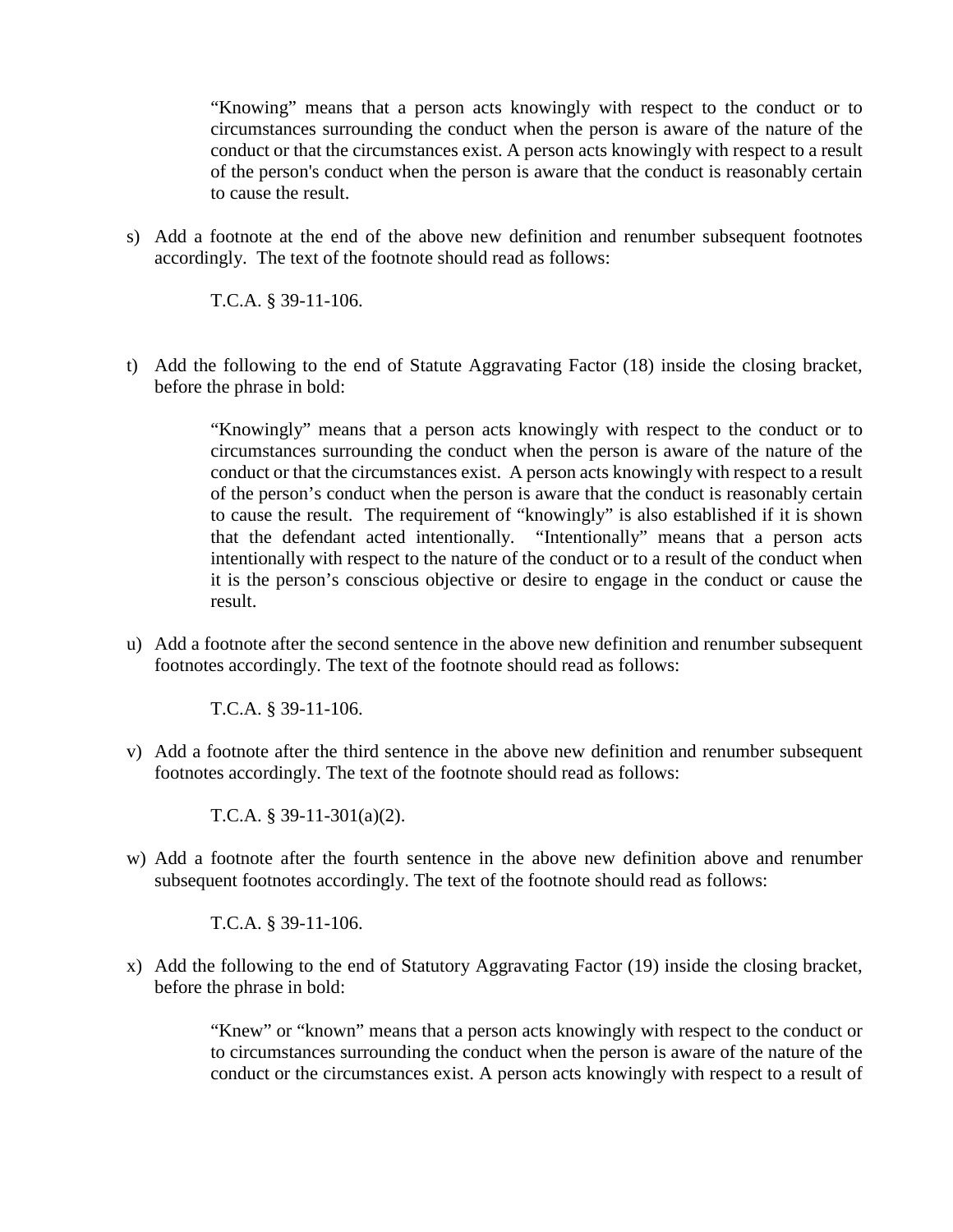> "Knowing" means that a person acts knowingly with respect to the conduct or to circumstances surrounding the conduct when the person is aware of the nature of the conduct or that the circumstances exist. A person acts knowingly with respect to a result of the person's conduct when the person is aware that the conduct is reasonably certain to cause the result.

s) Add a footnote at the end of the above new definition and renumber subsequent footnotes accordingly. The text of the footnote should read as follows:

> T.C.A. § 39-11-106.

t) Add the following to the end of Statute Aggravating Factor (18) inside the closing bracket, before the phrase in bold:

> "Knowingly" means that a person acts knowingly with respect to the conduct or to circumstances surrounding the conduct when the person is aware of the nature of the conduct or that the circumstances exist. A person acts knowingly with respect to a result of the person's conduct when the person is aware that the conduct is reasonably certain to cause the result. The requirement of "knowingly" is also established if it is shown that the defendant acted intentionally. "Intentionally" means that a person acts intentionally with respect to the nature of the conduct or to a result of the conduct when it is the person's conscious objective or desire to engage in the conduct or cause the result.

u) Add a footnote after the second sentence in the above new definition and renumber subsequent footnotes accordingly. The text of the footnote should read as follows:

> T.C.A. § 39-11-106.

v) Add a footnote after the third sentence in the above new definition and renumber subsequent footnotes accordingly. The text of the footnote should read as follows:

> T.C.A. § 39-11-301(a)(2).

w) Add a footnote after the fourth sentence in the above new definition above and renumber subsequent footnotes accordingly. The text of the footnote should read as follows:

> T.C.A. § 39-11-106.

x) Add the following to the end of Statutory Aggravating Factor (19) inside the closing bracket, before the phrase in bold:

> "Knew" or "known" means that a person acts knowingly with respect to the conduct or to circumstances surrounding the conduct when the person is aware of the nature of the conduct or the circumstances exist. A person acts knowingly with respect to a result of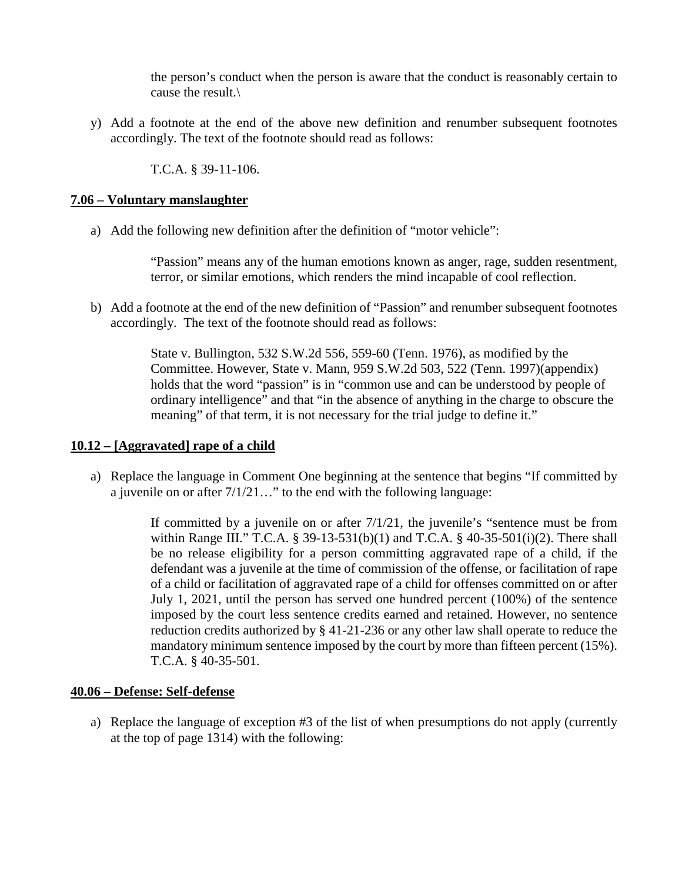the person's conduct when the person is aware that the conduct is reasonably certain to cause the result.\

y) Add a footnote at the end of the above new definition and renumber subsequent footnotes accordingly. The text of the footnote should read as follows:

> T.C.A. § 39-11-106.

**<u>7.06 – Voluntary manslaughter</u>**

a) Add the following new definition after the definition of "motor vehicle":

> "Passion" means any of the human emotions known as anger, rage, sudden resentment, terror, or similar emotions, which renders the mind incapable of cool reflection.

b) Add a footnote at the end of the new definition of "Passion" and renumber subsequent footnotes accordingly. The text of the footnote should read as follows:

> State v. Bullington, 532 S.W.2d 556, 559-60 (Tenn. 1976), as modified by the Committee. However, State v. Mann, 959 S.W.2d 503, 522 (Tenn. 1997)(appendix) holds that the word "passion" is in "common use and can be understood by people of ordinary intelligence" and that "in the absence of anything in the charge to obscure the meaning" of that term, it is not necessary for the trial judge to define it."

**<u>10.12 – [Aggravated] rape of a child</u>**

a) Replace the language in Comment One beginning at the sentence that begins "If committed by a juvenile on or after 7/1/21…" to the end with the following language:

> If committed by a juvenile on or after 7/1/21, the juvenile's "sentence must be from within Range III." T.C.A. § 39-13-531(b)(1) and T.C.A. § 40-35-501(i)(2). There shall be no release eligibility for a person committing aggravated rape of a child, if the defendant was a juvenile at the time of commission of the offense, or facilitation of rape of a child or facilitation of aggravated rape of a child for offenses committed on or after July 1, 2021, until the person has served one hundred percent (100%) of the sentence imposed by the court less sentence credits earned and retained. However, no sentence reduction credits authorized by § 41-21-236 or any other law shall operate to reduce the mandatory minimum sentence imposed by the court by more than fifteen percent (15%). T.C.A. § 40-35-501.

**<u>40.06 – Defense: Self-defense</u>**

a) Replace the language of exception #3 of the list of when presumptions do not apply (currently at the top of page 1314) with the following: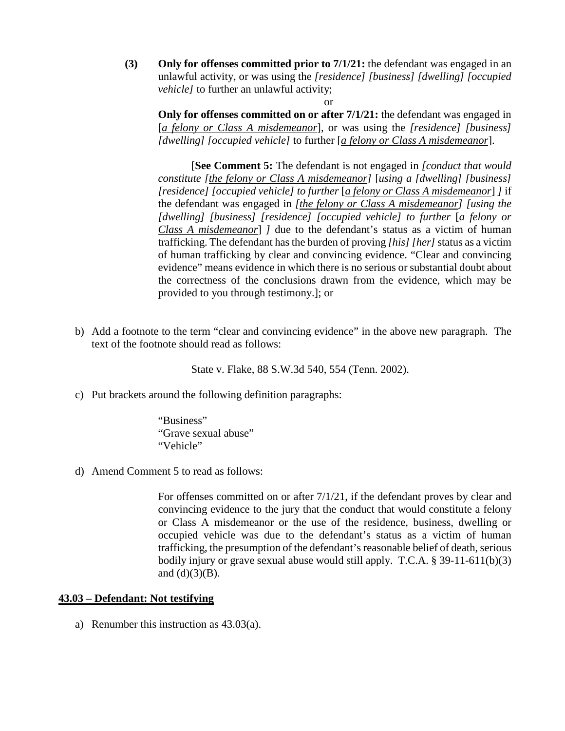**(3)** **Only for offenses committed prior to 7/1/21:** the defendant was engaged in an unlawful activity, or was using the *[residence] [business] [dwelling] [occupied vehicle]* to further an unlawful activity;

or

**Only for offenses committed on or after 7/1/21:** the defendant was engaged in [<u>*a felony or Class A misdemeanor*</u>], or was using the *[residence] [business] [dwelling] [occupied vehicle]* to further [<u>*a felony or Class A misdemeanor*</u>].

[**See Comment 5:** The defendant is not engaged in *[conduct that would constitute [<u>the felony or Class A misdemeanor</u>]* [*using a [dwelling] [business] [residence] [occupied vehicle] to further* [<u>*a felony or Class A misdemeanor*</u>] *]* if the defendant was engaged in *[<u>the felony or Class A misdemeanor</u>] [using the [dwelling] [business] [residence] [occupied vehicle] to further* [<u>*a felony or Class A misdemeanor*</u>] *]* due to the defendant's status as a victim of human trafficking. The defendant has the burden of proving *[his] [her]* status as a victim of human trafficking by clear and convincing evidence. "Clear and convincing evidence" means evidence in which there is no serious or substantial doubt about the correctness of the conclusions drawn from the evidence, which may be provided to you through testimony.]; or

b) Add a footnote to the term "clear and convincing evidence" in the above new paragraph. The text of the footnote should read as follows:

State v. Flake, 88 S.W.3d 540, 554 (Tenn. 2002).

c) Put brackets around the following definition paragraphs:

"Business"
"Grave sexual abuse"
"Vehicle"

d) Amend Comment 5 to read as follows:

For offenses committed on or after 7/1/21, if the defendant proves by clear and convincing evidence to the jury that the conduct that would constitute a felony or Class A misdemeanor or the use of the residence, business, dwelling or occupied vehicle was due to the defendant's status as a victim of human trafficking, the presumption of the defendant's reasonable belief of death, serious bodily injury or grave sexual abuse would still apply. T.C.A. § 39-11-611(b)(3) and (d)(3)(B).

**<u>43.03 – Defendant: Not testifying</u>**

a) Renumber this instruction as 43.03(a).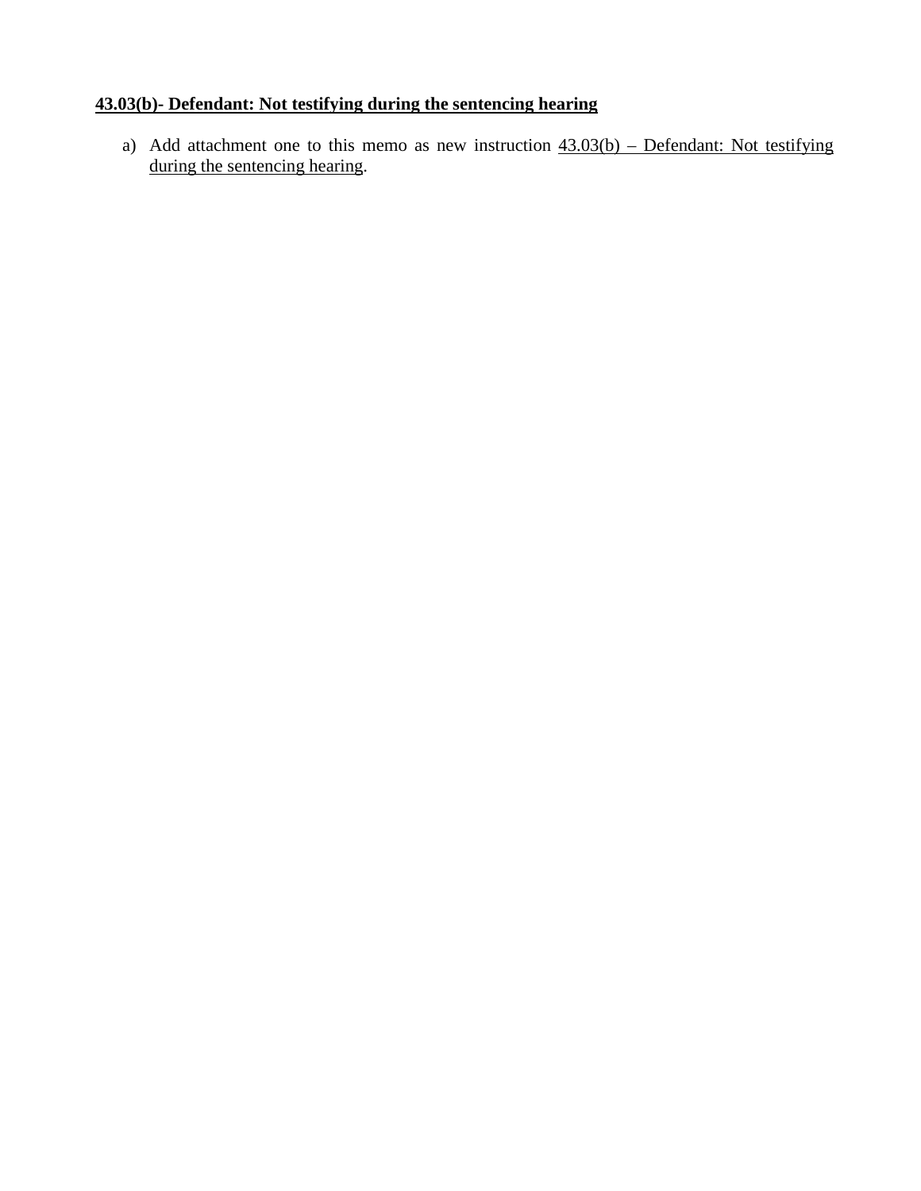**<u>43.03(b)- Defendant: Not testifying during the sentencing hearing</u>**

a) Add attachment one to this memo as new instruction <u>43.03(b) – Defendant: Not testifying during the sentencing hearing</u>.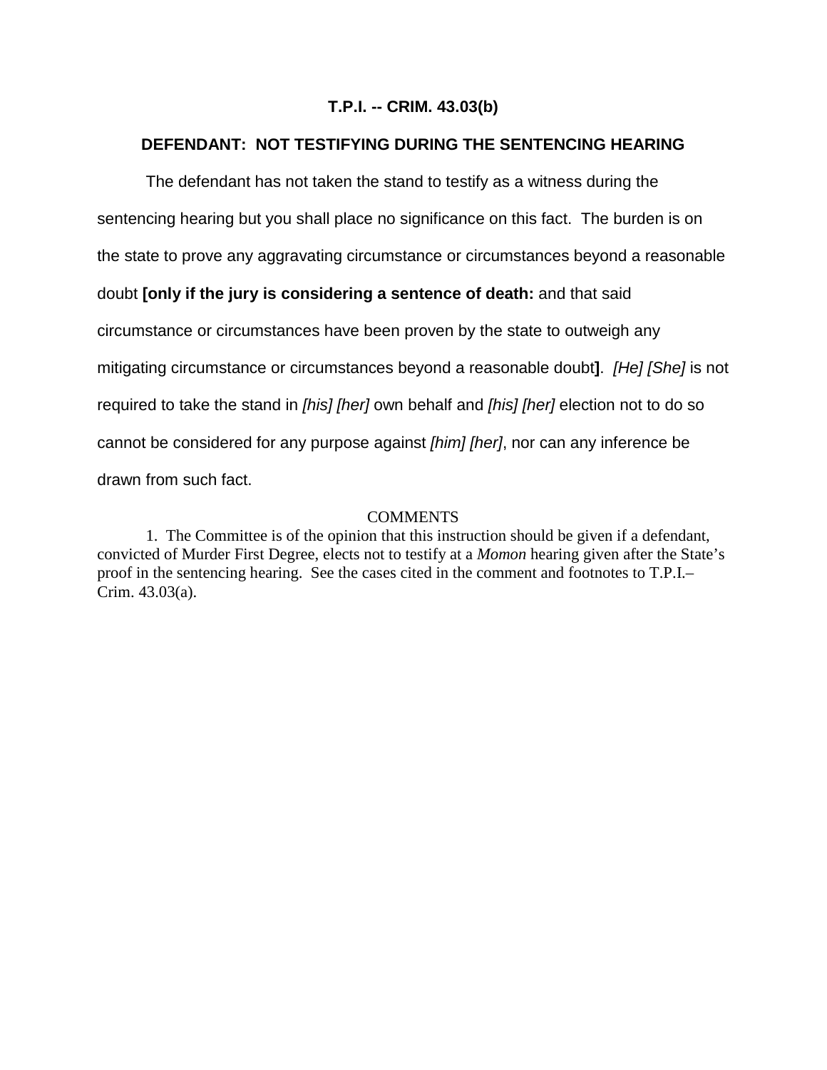# T.P.I. -- CRIM. 43.03(b)

## DEFENDANT: NOT TESTIFYING DURING THE SENTENCING HEARING

The defendant has not taken the stand to testify as a witness during the sentencing hearing but you shall place no significance on this fact. The burden is on the state to prove any aggravating circumstance or circumstances beyond a reasonable doubt **[only if the jury is considering a sentence of death:** and that said circumstance or circumstances have been proven by the state to outweigh any mitigating circumstance or circumstances beyond a reasonable doubt**]**. *[He] [She]* is not required to take the stand in *[his] [her]* own behalf and *[his] [her]* election not to do so cannot be considered for any purpose against *[him] [her]*, nor can any inference be drawn from such fact.

COMMENTS

1. The Committee is of the opinion that this instruction should be given if a defendant, convicted of Murder First Degree, elects not to testify at a *Momon* hearing given after the State's proof in the sentencing hearing. See the cases cited in the comment and footnotes to T.P.I.– Crim. 43.03(a).